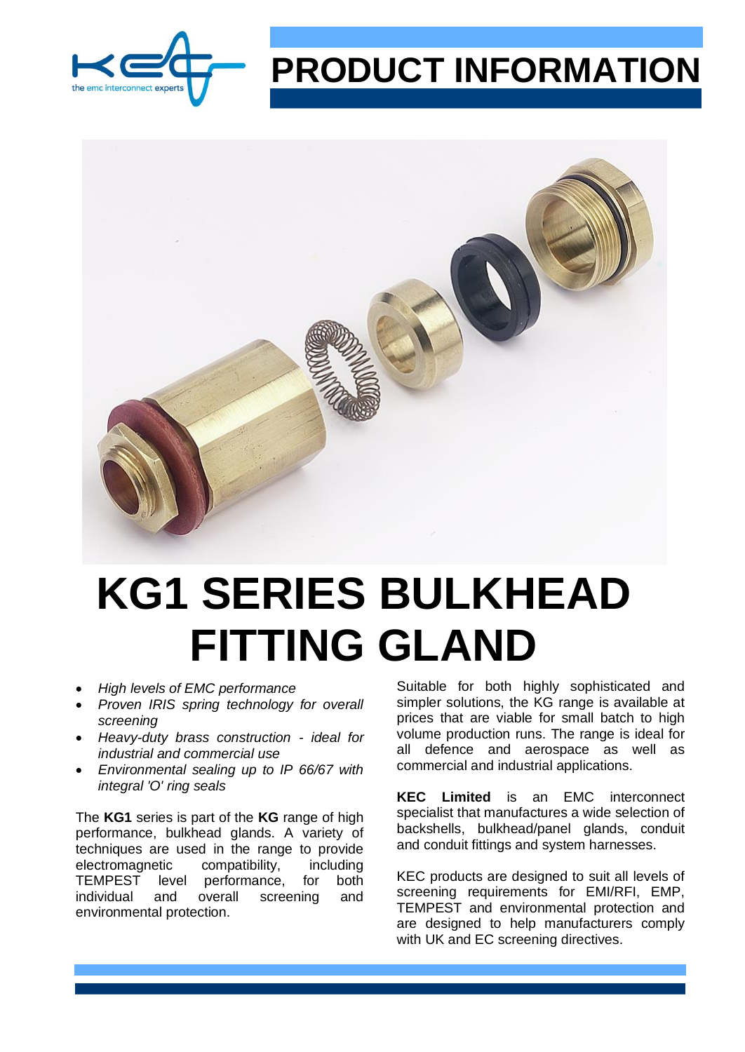# PRODUCT INFORMATION

# KG1 SERIES BULKHEAD FITTING GLAND

- *High levels of EMC performance*
- *Proven IRIS spring technology for overall screening*
- *Heavy-duty brass construction - ideal for industrial and commercial use*
- *Environmental sealing up to IP 66/67 with integral 'O' ring seals*

The **KG1** series is part of the **KG** range of high performance, bulkhead glands. A variety of techniques are used in the range to provide electromagnetic compatibility, including TEMPEST level performance, for both individual and overall screening and environmental protection.

Suitable for both highly sophisticated and simpler solutions, the KG range is available at prices that are viable for small batch to high volume production runs. The range is ideal for all defence and aerospace as well as commercial and industrial applications.

**KEC Limited** is an EMC interconnect specialist that manufactures a wide selection of backshells, bulkhead/panel glands, conduit and conduit fittings and system harnesses.

KEC products are designed to suit all levels of screening requirements for EMI/RFI, EMP, TEMPEST and environmental protection and are designed to help manufacturers comply with UK and EC screening directives.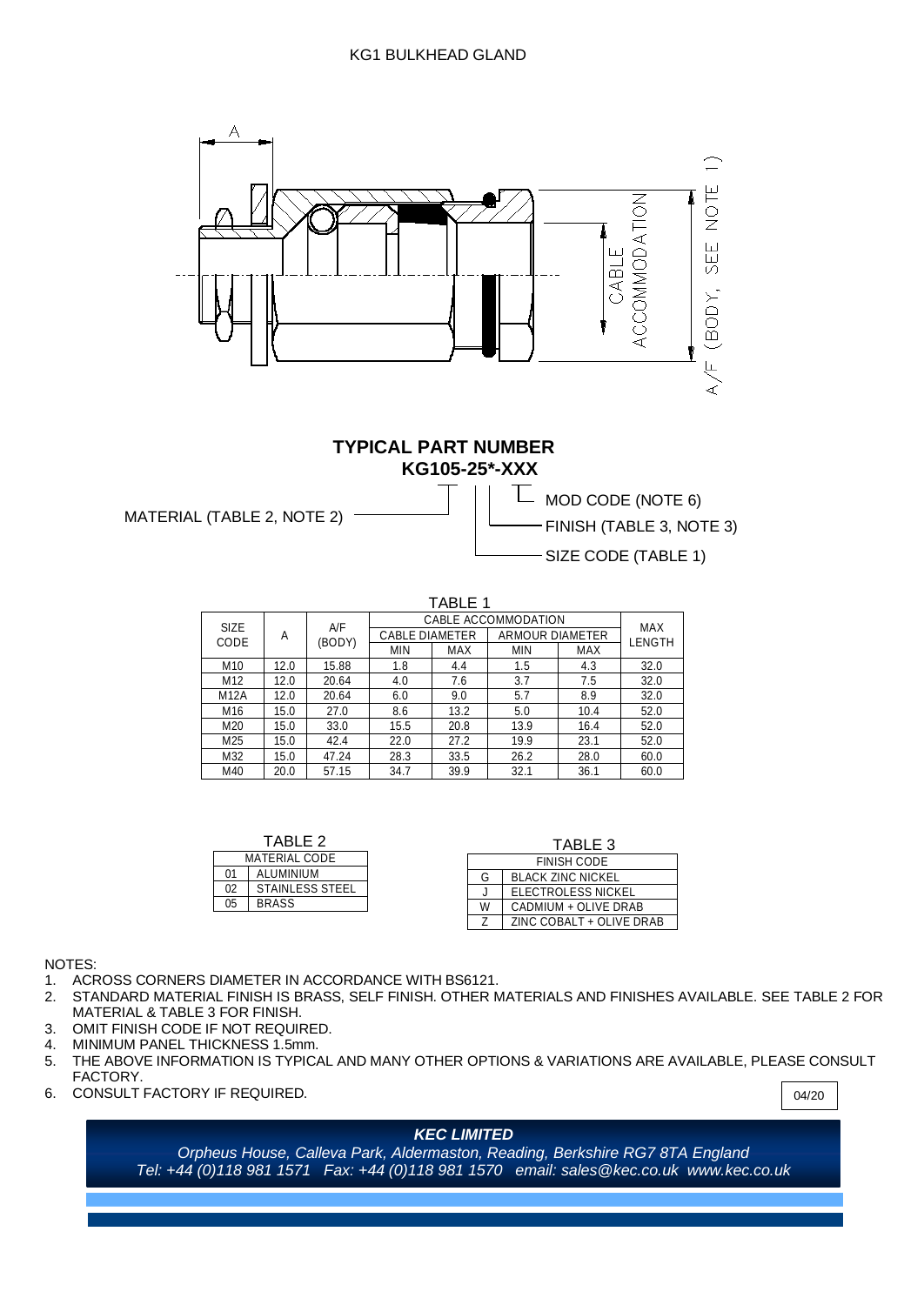# KG1 BULKHEAD GLAND

A

CABLE ACCOMMODATION

A/F (BODY, SEE NOTE 1)

## TYPICAL PART NUMBER
## KG105-25*-XXX

MATERIAL (TABLE 2, NOTE 2)

MOD CODE (NOTE 6)

FINISH (TABLE 3, NOTE 3)

SIZE CODE (TABLE 1)

TABLE 1

| SIZE CODE | A | A/F (BODY) | CABLE ACCOMMODATION | | | | MAX LENGTH |
|---|---|---|---|---|---|---|---|
| | | | CABLE DIAMETER | | ARMOUR DIAMETER | | |
| | | | MIN | MAX | MIN | MAX | |
| M10 | 12.0 | 15.88 | 1.8 | 4.4 | 1.5 | 4.3 | 32.0 |
| M12 | 12.0 | 20.64 | 4.0 | 7.6 | 3.7 | 7.5 | 32.0 |
| M12A | 12.0 | 20.64 | 6.0 | 9.0 | 5.7 | 8.9 | 32.0 |
| M16 | 15.0 | 27.0 | 8.6 | 13.2 | 5.0 | 10.4 | 52.0 |
| M20 | 15.0 | 33.0 | 15.5 | 20.8 | 13.9 | 16.4 | 52.0 |
| M25 | 15.0 | 42.4 | 22.0 | 27.2 | 19.9 | 23.1 | 52.0 |
| M32 | 15.0 | 47.24 | 28.3 | 33.5 | 26.2 | 28.0 | 60.0 |
| M40 | 20.0 | 57.15 | 34.7 | 39.9 | 32.1 | 36.1 | 60.0 |

TABLE 2

| MATERIAL CODE | |
|---|---|
| 01 | ALUMINIUM |
| 02 | STAINLESS STEEL |
| 05 | BRASS |

TABLE 3

| FINISH CODE | |
|---|---|
| G | BLACK ZINC NICKEL |
| J | ELECTROLESS NICKEL |
| W | CADMIUM + OLIVE DRAB |
| Z | ZINC COBALT + OLIVE DRAB |

NOTES:

1. ACROSS CORNERS DIAMETER IN ACCORDANCE WITH BS6121.
2. STANDARD MATERIAL FINISH IS BRASS, SELF FINISH. OTHER MATERIALS AND FINISHES AVAILABLE. SEE TABLE 2 FOR MATERIAL & TABLE 3 FOR FINISH.
3. OMIT FINISH CODE IF NOT REQUIRED.
4. MINIMUM PANEL THICKNESS 1.5mm.
5. THE ABOVE INFORMATION IS TYPICAL AND MANY OTHER OPTIONS & VARIATIONS ARE AVAILABLE, PLEASE CONSULT FACTORY.
6. CONSULT FACTORY IF REQUIRED.

04/20

***KEC LIMITED***

*Orpheus House, Calleva Park, Aldermaston, Reading, Berkshire RG7 8TA England*
*Tel: +44 (0)118 981 1571 Fax: +44 (0)118 981 1570 email: sales@kec.co.uk www.kec.co.uk*